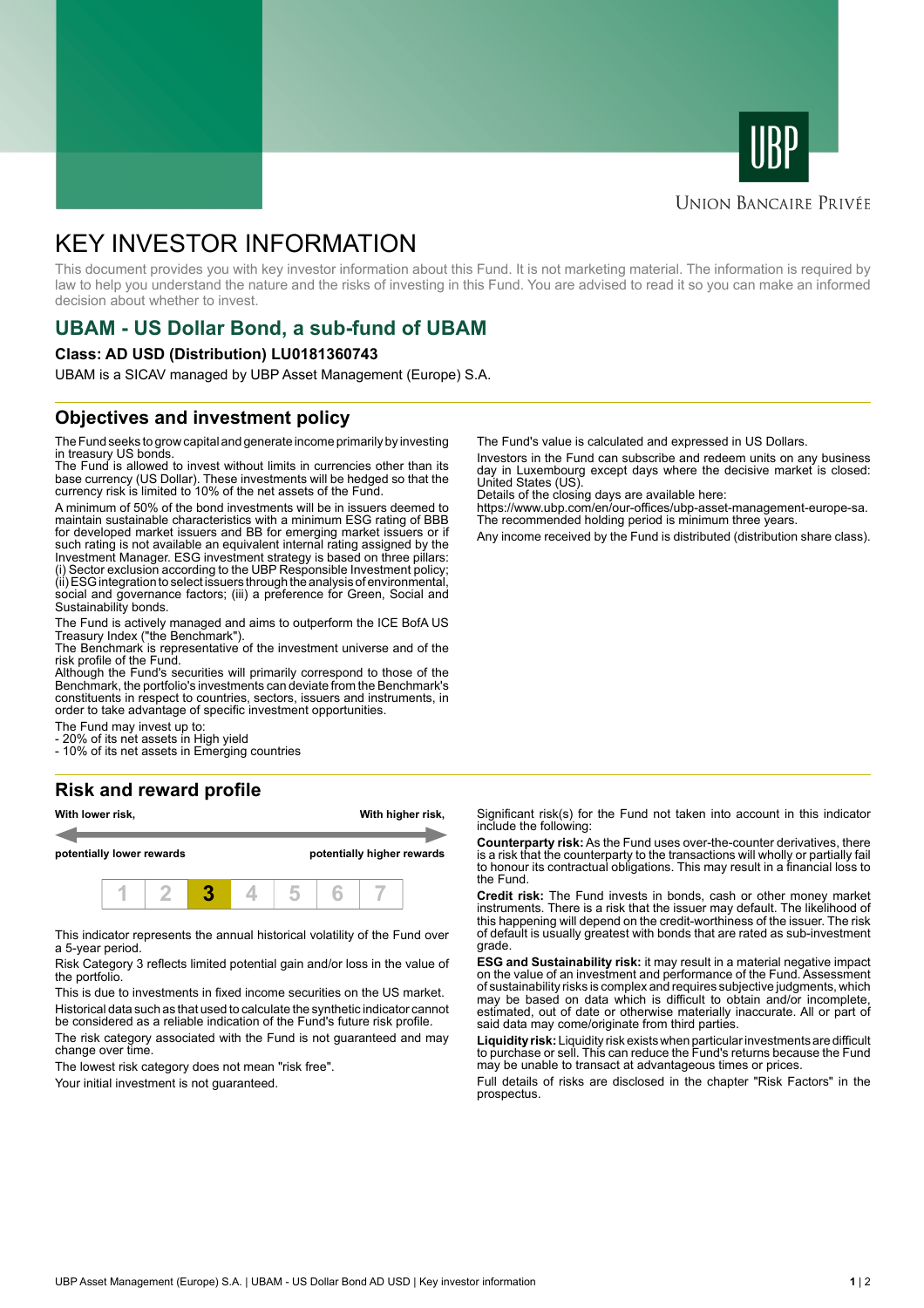Union Bancaire Privée

# KEY INVESTOR INFORMATION

This document provides you with key investor information about this Fund. It is not marketing material. The information is required by law to help you understand the nature and the risks of investing in this Fund. You are advised to read it so you can make an informed decision about whether to invest.

## UBAM - US Dollar Bond, a sub-fund of UBAM

**Class: AD USD (Distribution) LU0181360743**

UBAM is a SICAV managed by UBP Asset Management (Europe) S.A.

## Objectives and investment policy

The Fund seeks to grow capital and generate income primarily by investing in treasury US bonds.
The Fund is allowed to invest without limits in currencies other than its base currency (US Dollar). These investments will be hedged so that the currency risk is limited to 10% of the net assets of the Fund.

A minimum of 50% of the bond investments will be in issuers deemed to maintain sustainable characteristics with a minimum ESG rating of BBB for developed market issuers and BB for emerging market issuers or if such rating is not available an equivalent internal rating assigned by the Investment Manager. ESG investment strategy is based on three pillars: (i) Sector exclusion according to the UBP Responsible Investment policy; (ii) ESG integration to select issuers through the analysis of environmental, social and governance factors; (iii) a preference for Green, Social and Sustainability bonds.

The Fund is actively managed and aims to outperform the ICE BofA US Treasury Index ("the Benchmark").
The Benchmark is representative of the investment universe and of the risk profile of the Fund.
Although the Fund's securities will primarily correspond to those of the Benchmark, the portfolio's investments can deviate from the Benchmark's constituents in respect to countries, sectors, issuers and instruments, in order to take advantage of specific investment opportunities.

The Fund may invest up to:
- 20% of its net assets in High yield
- 10% of its net assets in Emerging countries

The Fund's value is calculated and expressed in US Dollars.

Investors in the Fund can subscribe and redeem units on any business day in Luxembourg except days where the decisive market is closed: United States (US).
Details of the closing days are available here:
https://www.ubp.com/en/our-offices/ubp-asset-management-europe-sa.
The recommended holding period is minimum three years.

Any income received by the Fund is distributed (distribution share class).

## Risk and reward profile

**With lower risk,** — **With higher risk,**

**potentially lower rewards** — **potentially higher rewards**

| 1 | 2 | **3** | 4 | 5 | 6 | 7 |
|---|---|---|---|---|---|---|

This indicator represents the annual historical volatility of the Fund over a 5-year period.

Risk Category 3 reflects limited potential gain and/or loss in the value of the portfolio.

This is due to investments in fixed income securities on the US market.

Historical data such as that used to calculate the synthetic indicator cannot be considered as a reliable indication of the Fund's future risk profile.

The risk category associated with the Fund is not guaranteed and may change over time.

The lowest risk category does not mean "risk free".

Your initial investment is not guaranteed.

Significant risk(s) for the Fund not taken into account in this indicator include the following:

**Counterparty risk:** As the Fund uses over-the-counter derivatives, there is a risk that the counterparty to the transactions will wholly or partially fail to honour its contractual obligations. This may result in a financial loss to the Fund.

**Credit risk:** The Fund invests in bonds, cash or other money market instruments. There is a risk that the issuer may default. The likelihood of this happening will depend on the credit-worthiness of the issuer. The risk of default is usually greatest with bonds that are rated as sub-investment grade.

**ESG and Sustainability risk:** it may result in a material negative impact on the value of an investment and performance of the Fund. Assessment of sustainability risks is complex and requires subjective judgments, which may be based on data which is difficult to obtain and/or incomplete, estimated, out of date or otherwise materially inaccurate. All or part of said data may come/originate from third parties.

**Liquidity risk:** Liquidity risk exists when particular investments are difficult to purchase or sell. This can reduce the Fund's returns because the Fund may be unable to transact at advantageous times or prices.

Full details of risks are disclosed in the chapter "Risk Factors" in the prospectus.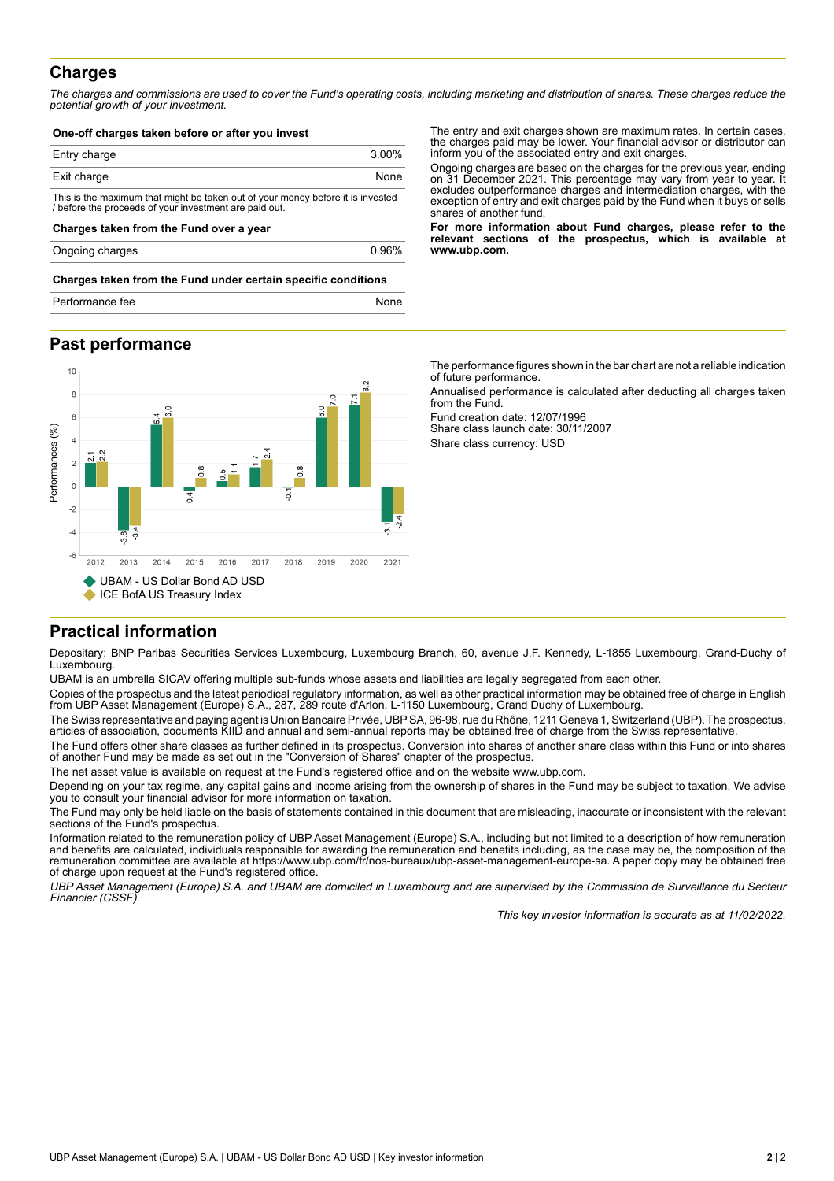## Charges

*The charges and commissions are used to cover the Fund's operating costs, including marketing and distribution of shares. These charges reduce the potential growth of your investment.*

| One-off charges taken before or after you invest | |
|---|---|
| Entry charge | 3.00% |
| Exit charge | None |

This is the maximum that might be taken out of your money before it is invested / before the proceeds of your investment are paid out.

| Charges taken from the Fund over a year | |
|---|---|
| Ongoing charges | 0.96% |

| Charges taken from the Fund under certain specific conditions | |
|---|---|
| Performance fee | None |

The entry and exit charges shown are maximum rates. In certain cases, the charges paid may be lower. Your financial advisor or distributor can inform you of the associated entry and exit charges.

Ongoing charges are based on the charges for the previous year, ending on 31 December 2021. This percentage may vary from year to year. It excludes outperformance charges and intermediation charges, with the exception of entry and exit charges paid by the Fund when it buys or sells shares of another fund.

**For more information about Fund charges, please refer to the relevant sections of the prospectus, which is available at www.ubp.com.**

## Past performance

Performances (%)

10
8
6
4
2
0
-2
-4
-6

2012: 2.1, 2.2
2013: -3.8, -3.4
2014: 5.4, 6.0
2015: -0.4, 0.8
2016: 0.5, 1.1
2017: 1.7, 2.4
2018: -0.1, 0.8
2019: 6.0, 7.0
2020: 7.1, 8.2
2021: -3.1, -2.4

UBAM - US Dollar Bond AD USD
ICE BofA US Treasury Index

The performance figures shown in the bar chart are not a reliable indication of future performance.

Annualised performance is calculated after deducting all charges taken from the Fund.

Fund creation date: 12/07/1996
Share class launch date: 30/11/2007
Share class currency: USD

## Practical information

Depositary: BNP Paribas Securities Services Luxembourg, Luxembourg Branch, 60, avenue J.F. Kennedy, L-1855 Luxembourg, Grand-Duchy of Luxembourg.

UBAM is an umbrella SICAV offering multiple sub-funds whose assets and liabilities are legally segregated from each other.

Copies of the prospectus and the latest periodical regulatory information, as well as other practical information may be obtained free of charge in English from UBP Asset Management (Europe) S.A., 287, 289 route d'Arlon, L-1150 Luxembourg, Grand Duchy of Luxembourg.

The Swiss representative and paying agent is Union Bancaire Privée, UBP SA, 96-98, rue du Rhône, 1211 Geneva 1, Switzerland (UBP). The prospectus, articles of association, documents KIID and annual and semi-annual reports may be obtained free of charge from the Swiss representative.

The Fund offers other share classes as further defined in its prospectus. Conversion into shares of another share class within this Fund or into shares of another Fund may be made as set out in the "Conversion of Shares" chapter of the prospectus.

The net asset value is available on request at the Fund's registered office and on the website www.ubp.com.

Depending on your tax regime, any capital gains and income arising from the ownership of shares in the Fund may be subject to taxation. We advise you to consult your financial advisor for more information on taxation.

The Fund may only be held liable on the basis of statements contained in this document that are misleading, inaccurate or inconsistent with the relevant sections of the Fund's prospectus.

Information related to the remuneration policy of UBP Asset Management (Europe) S.A., including but not limited to a description of how remuneration and benefits are calculated, individuals responsible for awarding the remuneration and benefits including, as the case may be, the composition of the remuneration committee are available at https://www.ubp.com/fr/nos-bureaux/ubp-asset-management-europe-sa. A paper copy may be obtained free of charge upon request at the Fund's registered office.

*UBP Asset Management (Europe) S.A. and UBAM are domiciled in Luxembourg and are supervised by the Commission de Surveillance du Secteur Financier (CSSF).*

*This key investor information is accurate as at 11/02/2022.*